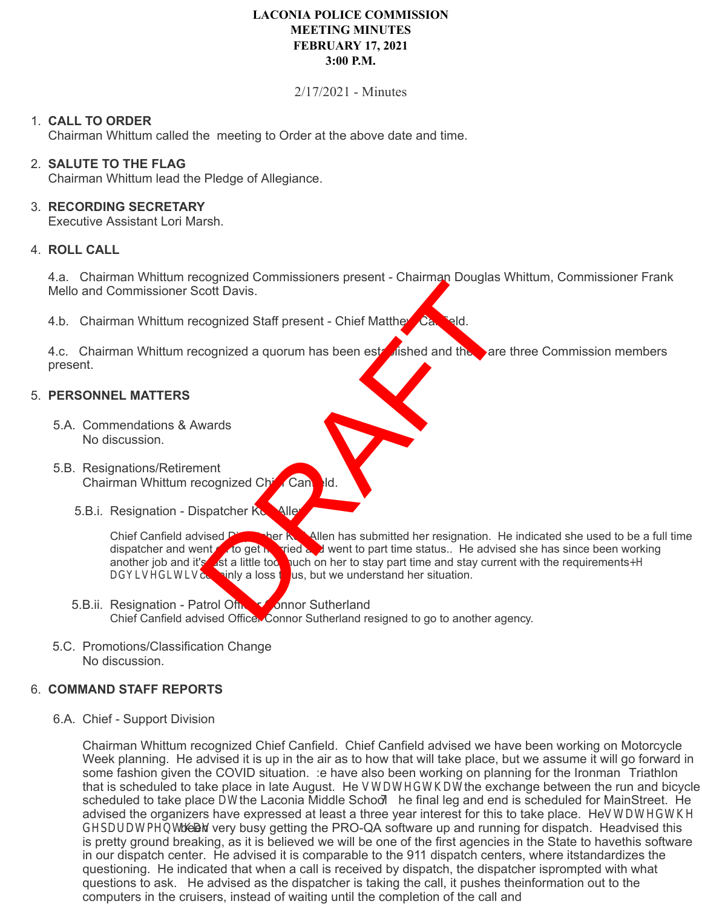**LACONIA POLICE COMMISSION**
**MEETING MINUTES**
**FEBRUARY 17, 2021**
**3:00 P.M.**

2/17/2021 - Minutes

1. **CALL TO ORDER**
   Chairman Whittum called the meeting to Order at the above date and time.

2. **SALUTE TO THE FLAG**
   Chairman Whittum lead the Pledge of Allegiance.

3. **RECORDING SECRETARY**
   Executive Assistant Lori Marsh.

4. **ROLL CALL**

   4.a. Chairman Whittum recognized Commissioners present - Chairman Douglas Whittum, Commissioner Frank Mello and Commissioner Scott Davis.

   4.b. Chairman Whittum recognized Staff present - Chief Matthew Canfield.

   4.c. Chairman Whittum recognized a quorum has been established and there are three Commission members present.

5. **PERSONNEL MATTERS**

   5.A. Commendations & Awards
   No discussion.

   5.B. Resignations/Retirement
   Chairman Whittum recognized Chief Canfield.

   5.B.i. Resignation - Dispatcher Kori Allen

   Chief Canfield advised Dispatcher Kori Allen has submitted her resignation. He indicated she used to be a full time dispatcher and went on to get married and went to part time status.. He advised she has since been working another job and it's just a little too much on her to stay part time and stay current with the requirements. He advised it is certainly a loss to us, but we understand her situation.

   5.B.ii. Resignation - Patrol Officer Connor Sutherland
   Chief Canfield advised Officer Connor Sutherland resigned to go to another agency.

   5.C. Promotions/Classification Change
   No discussion.

6. **COMMAND STAFF REPORTS**

   6.A. Chief - Support Division

   Chairman Whittum recognized Chief Canfield. Chief Canfield advised we have been working on Motorcycle Week planning. He advised it is up in the air as to how that will take place, but we assume it will go forward in some fashion given the COVID situation. We have also been working on planning for the Ironman Triathlon that is scheduled to take place in late August. He stated that the exchange between the run and bicycle scheduled to take place at the Laconia Middle School. The final leg and end is scheduled for MainStreet. He advised the organizers have expressed at least a three year interest for this to take place. He stated the department has been very busy getting the PRO-QA software up and running for dispatch. He advised this is pretty ground breaking, as it is believed we will be one of the first agencies in the State to have this software in our dispatch center. He advised it is comparable to the 911 dispatch centers, where it standardizes the questioning. He indicated that when a call is received by dispatch, the dispatcher is prompted with what questions to ask. He advised as the dispatcher is taking the call, it pushes the information out to the computers in the cruisers, instead of waiting until the completion of the call and